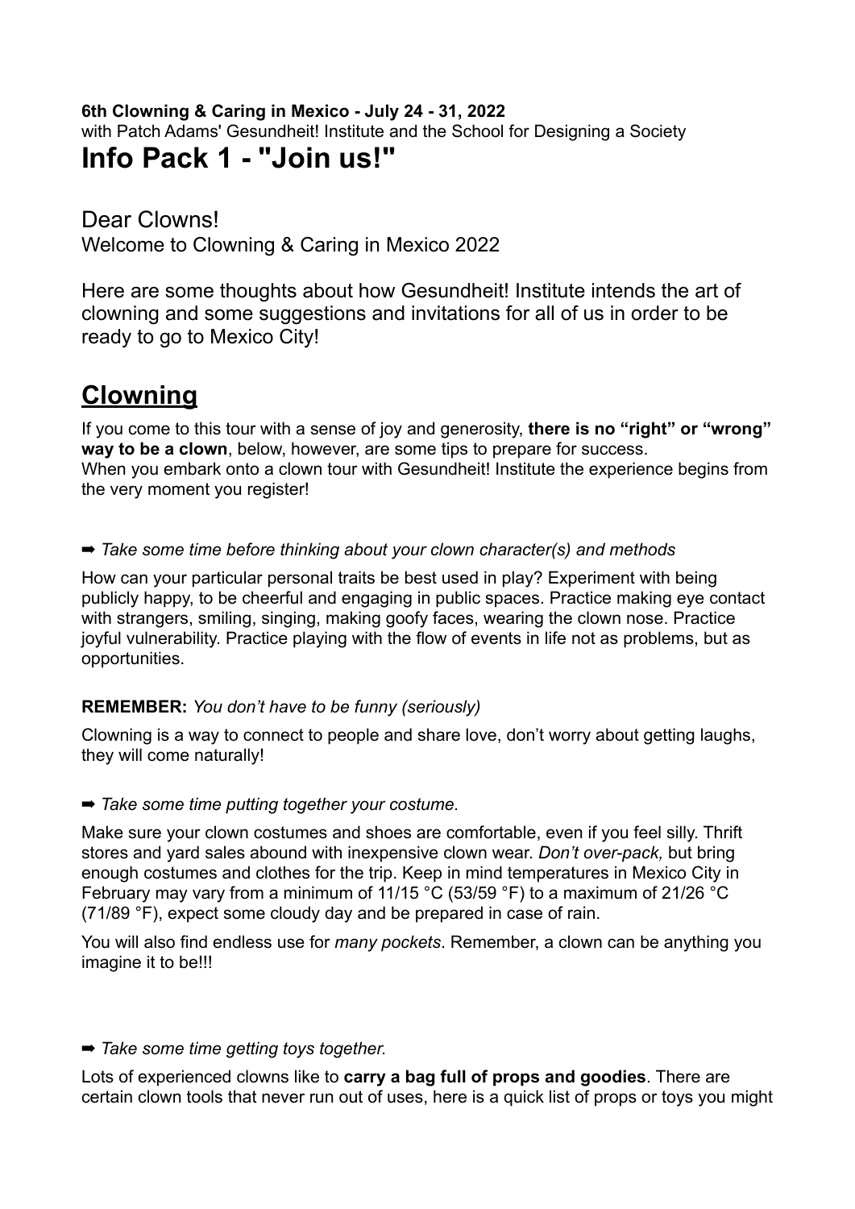**6th Clowning & Caring in Mexico - July 24 - 31, 2022**
with Patch Adams' Gesundheit! Institute and the School for Designing a Society

# Info Pack 1 - "Join us!"

Dear Clowns!
Welcome to Clowning & Caring in Mexico 2022

Here are some thoughts about how Gesundheit! Institute intends the art of clowning and some suggestions and invitations for all of us in order to be ready to go to Mexico City!

## Clowning

If you come to this tour with a sense of joy and generosity, **there is no "right" or "wrong" way to be a clown**, below, however, are some tips to prepare for success.
When you embark onto a clown tour with Gesundheit! Institute the experience begins from the very moment you register!

➡ *Take some time before thinking about your clown character(s) and methods*

How can your particular personal traits be best used in play? Experiment with being publicly happy, to be cheerful and engaging in public spaces. Practice making eye contact with strangers, smiling, singing, making goofy faces, wearing the clown nose. Practice joyful vulnerability. Practice playing with the flow of events in life not as problems, but as opportunities.

**REMEMBER:** *You don't have to be funny (seriously)*

Clowning is a way to connect to people and share love, don't worry about getting laughs, they will come naturally!

➡ *Take some time putting together your costume.*

Make sure your clown costumes and shoes are comfortable, even if you feel silly. Thrift stores and yard sales abound with inexpensive clown wear. *Don't over-pack,* but bring enough costumes and clothes for the trip. Keep in mind temperatures in Mexico City in February may vary from a minimum of 11/15 °C (53/59 °F) to a maximum of 21/26 °C (71/89 °F), expect some cloudy day and be prepared in case of rain.

You will also find endless use for *many pockets*. Remember, a clown can be anything you imagine it to be!!!

➡ *Take some time getting toys together.*

Lots of experienced clowns like to **carry a bag full of props and goodies**. There are certain clown tools that never run out of uses, here is a quick list of props or toys you might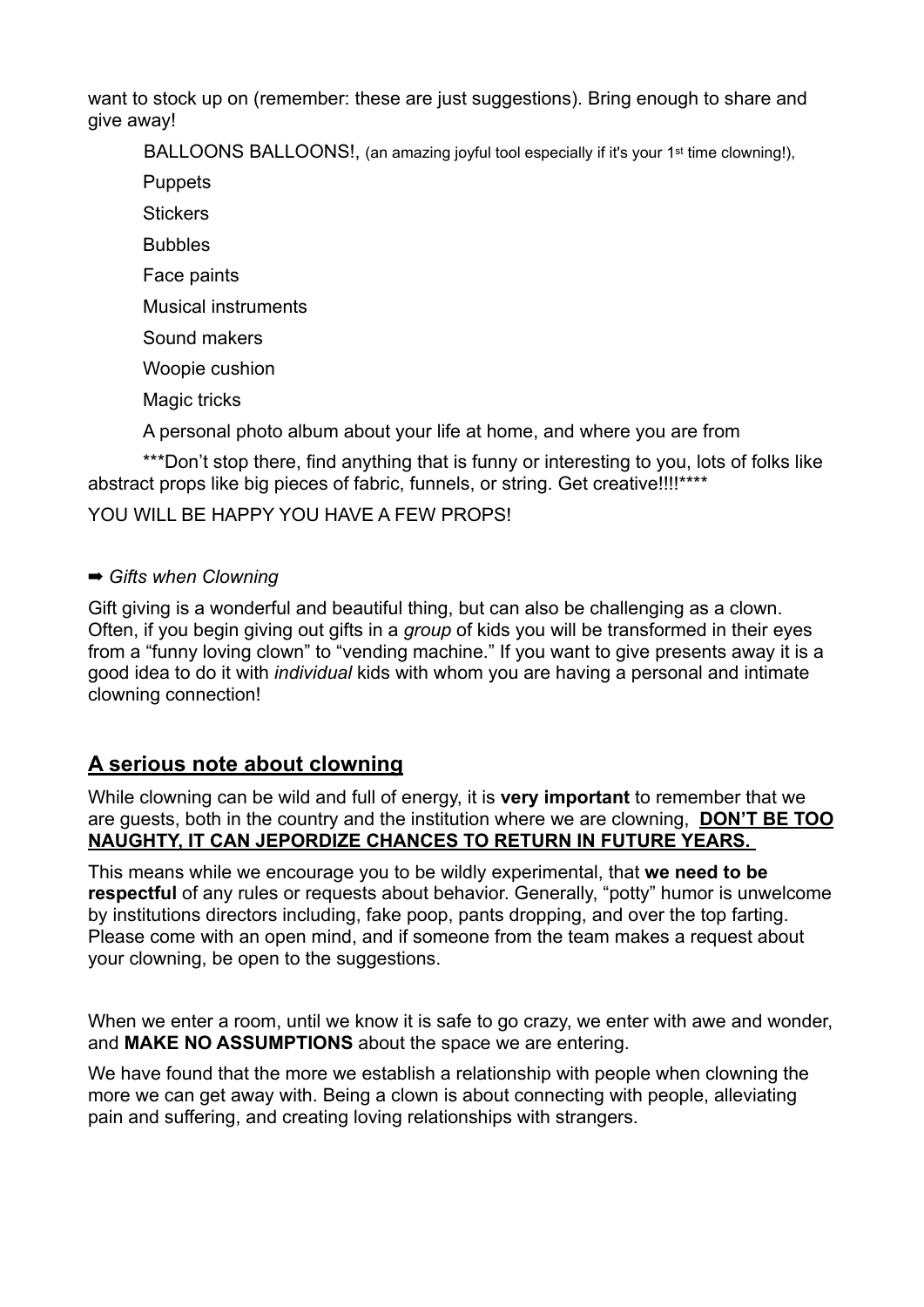want to stock up on (remember: these are just suggestions). Bring enough to share and give away!

- BALLOONS BALLOONS!, (an amazing joyful tool especially if it's your 1st time clowning!),
- Puppets
- Stickers
- Bubbles
- Face paints
- Musical instruments
- Sound makers
- Woopie cushion
- Magic tricks
- A personal photo album about your life at home, and where you are from

***Don't stop there, find anything that is funny or interesting to you, lots of folks like abstract props like big pieces of fabric, funnels, or string. Get creative!!!!****

YOU WILL BE HAPPY YOU HAVE A FEW PROPS!

➡ *Gifts when Clowning*

Gift giving is a wonderful and beautiful thing, but can also be challenging as a clown. Often, if you begin giving out gifts in a *group* of kids you will be transformed in their eyes from a "funny loving clown" to "vending machine." If you want to give presents away it is a good idea to do it with *individual* kids with whom you are having a personal and intimate clowning connection!

## A serious note about clowning

While clowning can be wild and full of energy, it is **very important** to remember that we are guests, both in the country and the institution where we are clowning, **DON'T BE TOO NAUGHTY, IT CAN JEPORDIZE CHANCES TO RETURN IN FUTURE YEARS.**

This means while we encourage you to be wildly experimental, that **we need to be respectful** of any rules or requests about behavior. Generally, "potty" humor is unwelcome by institutions directors including, fake poop, pants dropping, and over the top farting. Please come with an open mind, and if someone from the team makes a request about your clowning, be open to the suggestions.

When we enter a room, until we know it is safe to go crazy, we enter with awe and wonder, and **MAKE NO ASSUMPTIONS** about the space we are entering.

We have found that the more we establish a relationship with people when clowning the more we can get away with. Being a clown is about connecting with people, alleviating pain and suffering, and creating loving relationships with strangers.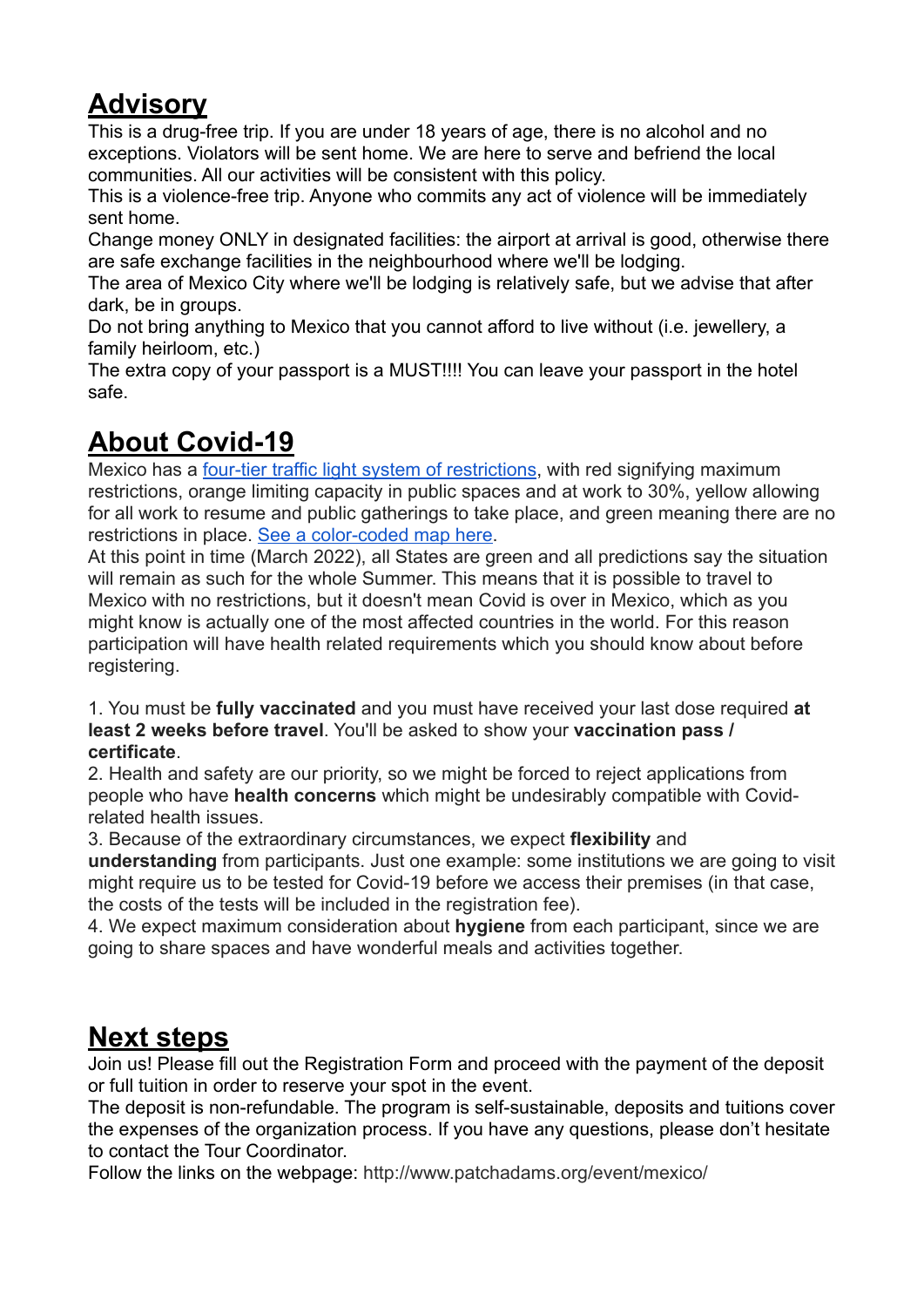## Advisory

This is a drug-free trip. If you are under 18 years of age, there is no alcohol and no exceptions. Violators will be sent home. We are here to serve and befriend the local communities. All our activities will be consistent with this policy.
This is a violence-free trip. Anyone who commits any act of violence will be immediately sent home.
Change money ONLY in designated facilities: the airport at arrival is good, otherwise there are safe exchange facilities in the neighbourhood where we'll be lodging.
The area of Mexico City where we'll be lodging is relatively safe, but we advise that after dark, be in groups.
Do not bring anything to Mexico that you cannot afford to live without (i.e. jewellery, a family heirloom, etc.)
The extra copy of your passport is a MUST!!!! You can leave your passport in the hotel safe.

## About Covid-19

Mexico has a four-tier traffic light system of restrictions, with red signifying maximum restrictions, orange limiting capacity in public spaces and at work to 30%, yellow allowing for all work to resume and public gatherings to take place, and green meaning there are no restrictions in place. See a color-coded map here.
At this point in time (March 2022), all States are green and all predictions say the situation will remain as such for the whole Summer. This means that it is possible to travel to Mexico with no restrictions, but it doesn't mean Covid is over in Mexico, which as you might know is actually one of the most affected countries in the world. For this reason participation will have health related requirements which you should know about before registering.

1. You must be **fully vaccinated** and you must have received your last dose required **at least 2 weeks before travel**. You'll be asked to show your **vaccination pass / certificate**.
2. Health and safety are our priority, so we might be forced to reject applications from people who have **health concerns** which might be undesirably compatible with Covid-related health issues.
3. Because of the extraordinary circumstances, we expect **flexibility** and **understanding** from participants. Just one example: some institutions we are going to visit might require us to be tested for Covid-19 before we access their premises (in that case, the costs of the tests will be included in the registration fee).
4. We expect maximum consideration about **hygiene** from each participant, since we are going to share spaces and have wonderful meals and activities together.

## Next steps

Join us! Please fill out the Registration Form and proceed with the payment of the deposit or full tuition in order to reserve your spot in the event.
The deposit is non-refundable. The program is self-sustainable, deposits and tuitions cover the expenses of the organization process. If you have any questions, please don't hesitate to contact the Tour Coordinator.
Follow the links on the webpage: http://www.patchadams.org/event/mexico/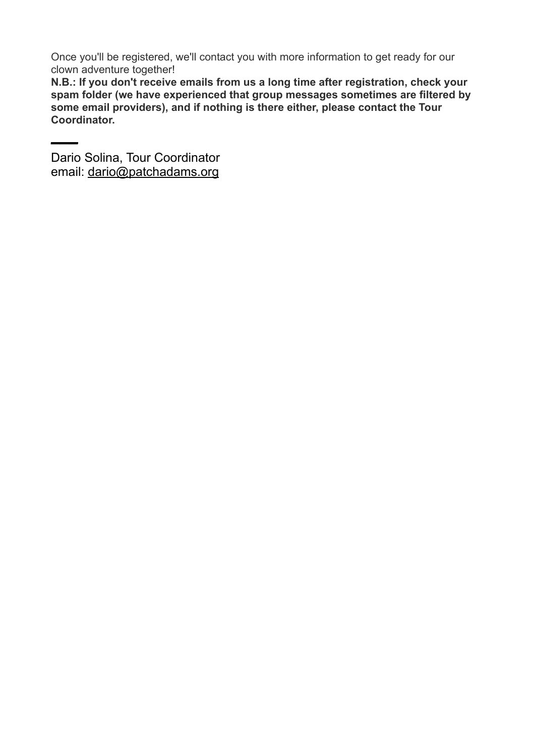Once you'll be registered, we'll contact you with more information to get ready for our clown adventure together!

**N.B.: If you don't receive emails from us a long time after registration, check your spam folder (we have experienced that group messages sometimes are filtered by some email providers), and if nothing is there either, please contact the Tour Coordinator.**

---

Dario Solina, Tour Coordinator
email: dario@patchadams.org